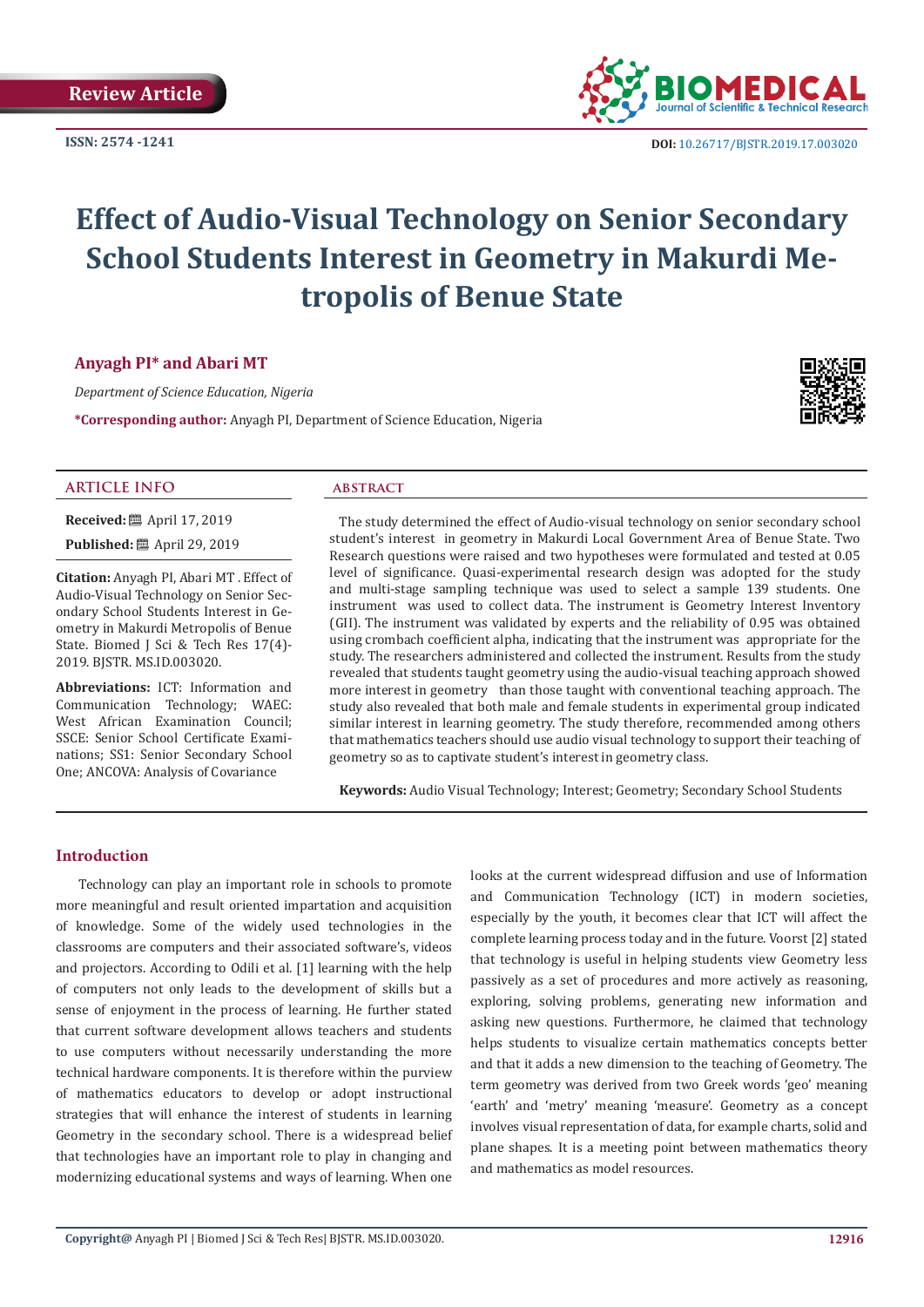Review Article

ISSN: 2574 -1241

DOI: 10.26717/BJSTR.2019.17.003020

# Effect of Audio-Visual Technology on Senior Secondary School Students Interest in Geometry in Makurdi Metropolis of Benue State

**Anyagh PI* and Abari MT**

*Department of Science Education, Nigeria*

***Corresponding author:** Anyagh PI, Department of Science Education, Nigeria

## ARTICLE INFO

**Received:** April 17, 2019

**Published:** April 29, 2019

**Citation:** Anyagh PI, Abari MT . Effect of Audio-Visual Technology on Senior Secondary School Students Interest in Geometry in Makurdi Metropolis of Benue State. Biomed J Sci & Tech Res 17(4)-2019. BJSTR. MS.ID.003020.

**Abbreviations:** ICT: Information and Communication Technology; WAEC: West African Examination Council; SSCE: Senior School Certificate Examinations; SS1: Senior Secondary School One; ANCOVA: Analysis of Covariance

## ABSTRACT

The study determined the effect of Audio-visual technology on senior secondary school student's interest in geometry in Makurdi Local Government Area of Benue State. Two Research questions were raised and two hypotheses were formulated and tested at 0.05 level of significance. Quasi-experimental research design was adopted for the study and multi-stage sampling technique was used to select a sample 139 students. One instrument was used to collect data. The instrument is Geometry Interest Inventory (GII). The instrument was validated by experts and the reliability of 0.95 was obtained using crombach coefficient alpha, indicating that the instrument was appropriate for the study. The researchers administered and collected the instrument. Results from the study revealed that students taught geometry using the audio-visual teaching approach showed more interest in geometry than those taught with conventional teaching approach. The study also revealed that both male and female students in experimental group indicated similar interest in learning geometry. The study therefore, recommended among others that mathematics teachers should use audio visual technology to support their teaching of geometry so as to captivate student's interest in geometry class.

**Keywords:** Audio Visual Technology; Interest; Geometry; Secondary School Students

## Introduction

Technology can play an important role in schools to promote more meaningful and result oriented impartation and acquisition of knowledge. Some of the widely used technologies in the classrooms are computers and their associated software's, videos and projectors. According to Odili et al. [1] learning with the help of computers not only leads to the development of skills but a sense of enjoyment in the process of learning. He further stated that current software development allows teachers and students to use computers without necessarily understanding the more technical hardware components. It is therefore within the purview of mathematics educators to develop or adopt instructional strategies that will enhance the interest of students in learning Geometry in the secondary school. There is a widespread belief that technologies have an important role to play in changing and modernizing educational systems and ways of learning. When one looks at the current widespread diffusion and use of Information and Communication Technology (ICT) in modern societies, especially by the youth, it becomes clear that ICT will affect the complete learning process today and in the future. Voorst [2] stated that technology is useful in helping students view Geometry less passively as a set of procedures and more actively as reasoning, exploring, solving problems, generating new information and asking new questions. Furthermore, he claimed that technology helps students to visualize certain mathematics concepts better and that it adds a new dimension to the teaching of Geometry. The term geometry was derived from two Greek words 'geo' meaning 'earth' and 'metry' meaning 'measure'. Geometry as a concept involves visual representation of data, for example charts, solid and plane shapes. It is a meeting point between mathematics theory and mathematics as model resources.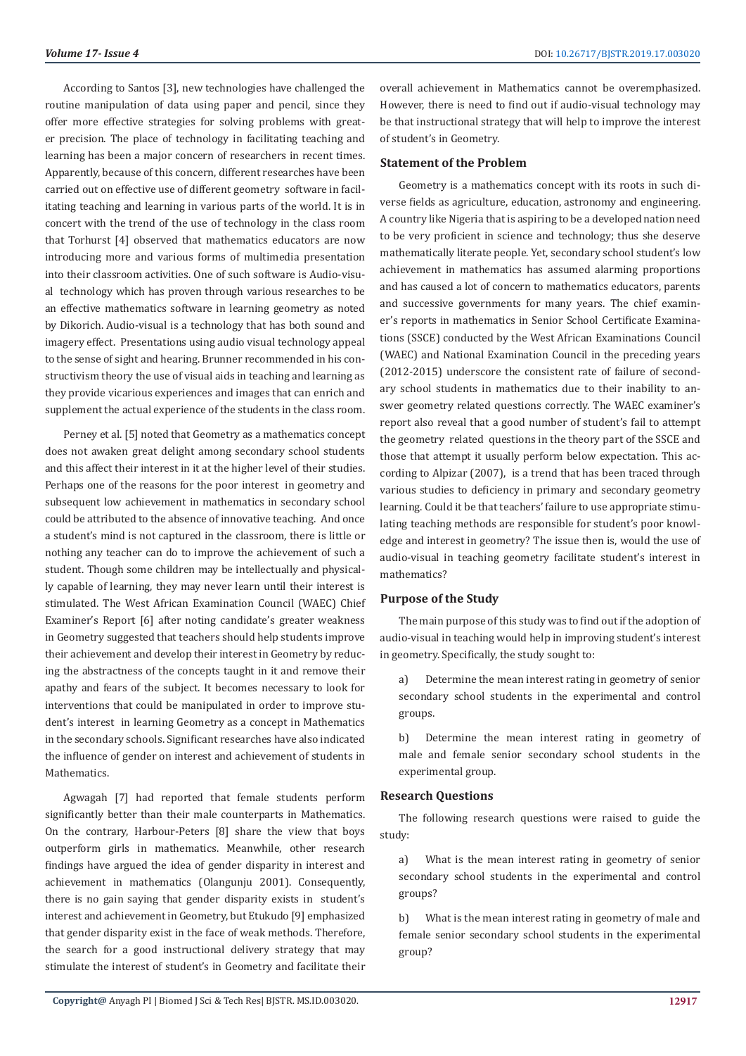According to Santos [3], new technologies have challenged the routine manipulation of data using paper and pencil, since they offer more effective strategies for solving problems with greater precision. The place of technology in facilitating teaching and learning has been a major concern of researchers in recent times. Apparently, because of this concern, different researches have been carried out on effective use of different geometry software in facilitating teaching and learning in various parts of the world. It is in concert with the trend of the use of technology in the class room that Torhurst [4] observed that mathematics educators are now introducing more and various forms of multimedia presentation into their classroom activities. One of such software is Audio-visual technology which has proven through various researches to be an effective mathematics software in learning geometry as noted by Dikorich. Audio-visual is a technology that has both sound and imagery effect. Presentations using audio visual technology appeal to the sense of sight and hearing. Brunner recommended in his constructivism theory the use of visual aids in teaching and learning as they provide vicarious experiences and images that can enrich and supplement the actual experience of the students in the class room.

Perney et al. [5] noted that Geometry as a mathematics concept does not awaken great delight among secondary school students and this affect their interest in it at the higher level of their studies. Perhaps one of the reasons for the poor interest in geometry and subsequent low achievement in mathematics in secondary school could be attributed to the absence of innovative teaching. And once a student's mind is not captured in the classroom, there is little or nothing any teacher can do to improve the achievement of such a student. Though some children may be intellectually and physically capable of learning, they may never learn until their interest is stimulated. The West African Examination Council (WAEC) Chief Examiner's Report [6] after noting candidate's greater weakness in Geometry suggested that teachers should help students improve their achievement and develop their interest in Geometry by reducing the abstractness of the concepts taught in it and remove their apathy and fears of the subject. It becomes necessary to look for interventions that could be manipulated in order to improve student's interest in learning Geometry as a concept in Mathematics in the secondary schools. Significant researches have also indicated the influence of gender on interest and achievement of students in Mathematics.

Agwagah [7] had reported that female students perform significantly better than their male counterparts in Mathematics. On the contrary, Harbour-Peters [8] share the view that boys outperform girls in mathematics. Meanwhile, other research findings have argued the idea of gender disparity in interest and achievement in mathematics (Olangunju 2001). Consequently, there is no gain saying that gender disparity exists in student's interest and achievement in Geometry, but Etukudo [9] emphasized that gender disparity exist in the face of weak methods. Therefore, the search for a good instructional delivery strategy that may stimulate the interest of student's in Geometry and facilitate their overall achievement in Mathematics cannot be overemphasized. However, there is need to find out if audio-visual technology may be that instructional strategy that will help to improve the interest of student's in Geometry.

## Statement of the Problem

Geometry is a mathematics concept with its roots in such diverse fields as agriculture, education, astronomy and engineering. A country like Nigeria that is aspiring to be a developed nation need to be very proficient in science and technology; thus she deserve mathematically literate people. Yet, secondary school student's low achievement in mathematics has assumed alarming proportions and has caused a lot of concern to mathematics educators, parents and successive governments for many years. The chief examiner's reports in mathematics in Senior School Certificate Examinations (SSCE) conducted by the West African Examinations Council (WAEC) and National Examination Council in the preceding years (2012-2015) underscore the consistent rate of failure of secondary school students in mathematics due to their inability to answer geometry related questions correctly. The WAEC examiner's report also reveal that a good number of student's fail to attempt the geometry related questions in the theory part of the SSCE and those that attempt it usually perform below expectation. This according to Alpizar (2007), is a trend that has been traced through various studies to deficiency in primary and secondary geometry learning. Could it be that teachers' failure to use appropriate stimulating teaching methods are responsible for student's poor knowledge and interest in geometry? The issue then is, would the use of audio-visual in teaching geometry facilitate student's interest in mathematics?

## Purpose of the Study

The main purpose of this study was to find out if the adoption of audio-visual in teaching would help in improving student's interest in geometry. Specifically, the study sought to:

a) Determine the mean interest rating in geometry of senior secondary school students in the experimental and control groups.

b) Determine the mean interest rating in geometry of male and female senior secondary school students in the experimental group.

## Research Questions

The following research questions were raised to guide the study:

a) What is the mean interest rating in geometry of senior secondary school students in the experimental and control groups?

b) What is the mean interest rating in geometry of male and female senior secondary school students in the experimental group?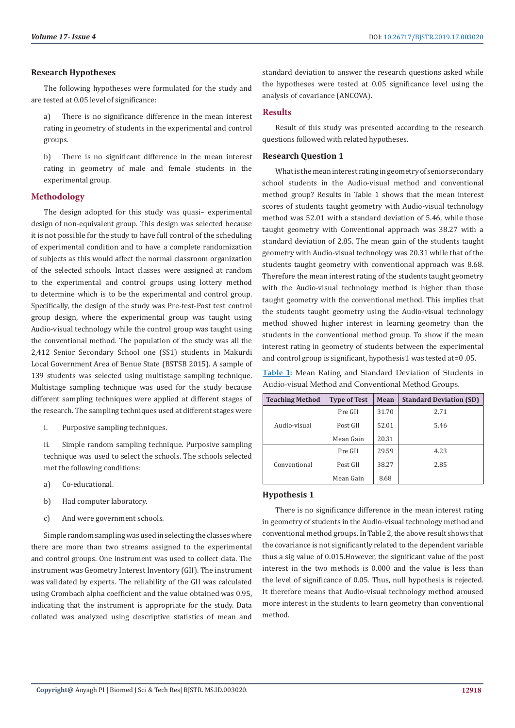### Research Hypotheses

The following hypotheses were formulated for the study and are tested at 0.05 level of significance:

a) There is no significance difference in the mean interest rating in geometry of students in the experimental and control groups.

b) There is no significant difference in the mean interest rating in geometry of male and female students in the experimental group.

## Methodology

The design adopted for this study was quasi– experimental design of non-equivalent group. This design was selected because it is not possible for the study to have full control of the scheduling of experimental condition and to have a complete randomization of subjects as this would affect the normal classroom organization of the selected schools. Intact classes were assigned at random to the experimental and control groups using lottery method to determine which is to be the experimental and control group. Specifically, the design of the study was Pre-test-Post test control group design, where the experimental group was taught using Audio-visual technology while the control group was taught using the conventional method. The population of the study was all the 2,412 Senior Secondary School one (SS1) students in Makurdi Local Government Area of Benue State (BSTSB 2015). A sample of 139 students was selected using multistage sampling technique. Multistage sampling technique was used for the study because different sampling techniques were applied at different stages of the research. The sampling techniques used at different stages were

i. Purposive sampling techniques.

ii. Simple random sampling technique. Purposive sampling technique was used to select the schools. The schools selected met the following conditions:

a) Co-educational.

b) Had computer laboratory.

c) And were government schools.

Simple random sampling was used in selecting the classes where there are more than two streams assigned to the experimental and control groups. One instrument was used to collect data. The instrument was Geometry Interest Inventory (GII). The instrument was validated by experts. The reliability of the GII was calculated using Crombach alpha coefficient and the value obtained was 0.95, indicating that the instrument is appropriate for the study. Data collated was analyzed using descriptive statistics of mean and standard deviation to answer the research questions asked while the hypotheses were tested at 0.05 significance level using the analysis of covariance (ANCOVA).

## Results

Result of this study was presented according to the research questions followed with related hypotheses.

### Research Question 1

What is the mean interest rating in geometry of senior secondary school students in the Audio-visual method and conventional method group? Results in Table 1 shows that the mean interest scores of students taught geometry with Audio-visual technology method was 52.01 with a standard deviation of 5.46, while those taught geometry with Conventional approach was 38.27 with a standard deviation of 2.85. The mean gain of the students taught geometry with Audio-visual technology was 20.31 while that of the students taught geometry with conventional approach was 8.68. Therefore the mean interest rating of the students taught geometry with the Audio-visual technology method is higher than those taught geometry with the conventional method. This implies that the students taught geometry using the Audio-visual technology method showed higher interest in learning geometry than the students in the conventional method group. To show if the mean interest rating in geometry of students between the experimental and control group is significant, hypothesis1 was tested at=0 .05.

**Table 1**: Mean Rating and Standard Deviation of Students in Audio-visual Method and Conventional Method Groups.

| Teaching Method | Type of Test | Mean | Standard Deviation (SD) |
|---|---|---|---|
| Audio-visual | Pre GII | 31.70 | 2.71 |
| | Post GII | 52.01 | 5.46 |
| | Mean Gain | 20.31 | |
| Conventional | Pre GII | 29.59 | 4.23 |
| | Post GII | 38.27 | 2.85 |
| | Mean Gain | 8.68 | |

### Hypothesis 1

There is no significance difference in the mean interest rating in geometry of students in the Audio-visual technology method and conventional method groups. In Table 2, the above result shows that the covariance is not significantly related to the dependent variable thus a sig value of 0.015.However, the significant value of the post interest in the two methods is 0.000 and the value is less than the level of significance of 0.05. Thus, null hypothesis is rejected. It therefore means that Audio-visual technology method aroused more interest in the students to learn geometry than conventional method.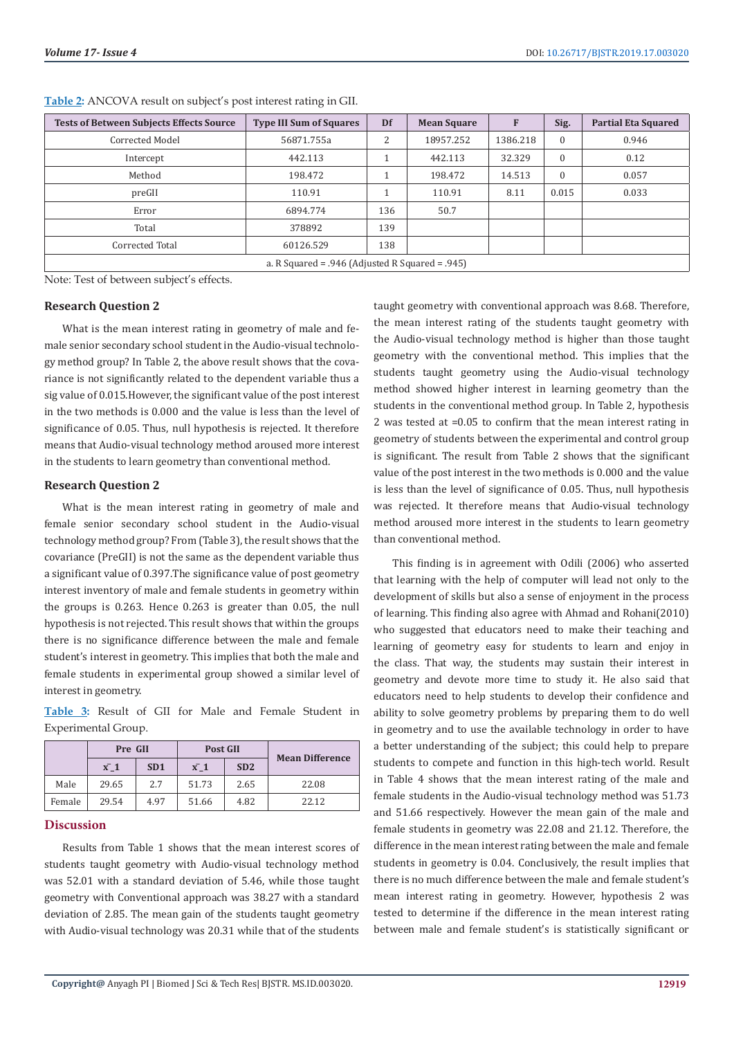**Table 2:** ANCOVA result on subject's post interest rating in GII.

| Tests of Between Subjects Effects Source | Type III Sum of Squares | Df | Mean Square | F | Sig. | Partial Eta Squared |
|---|---|---|---|---|---|---|
| Corrected Model | 56871.755a | 2 | 18957.252 | 1386.218 | 0 | 0.946 |
| Intercept | 442.113 | 1 | 442.113 | 32.329 | 0 | 0.12 |
| Method | 198.472 | 1 | 198.472 | 14.513 | 0 | 0.057 |
| preGII | 110.91 | 1 | 110.91 | 8.11 | 0.015 | 0.033 |
| Error | 6894.774 | 136 | 50.7 | | | |
| Total | 378892 | 139 | | | | |
| Corrected Total | 60126.529 | 138 | | | | |
| a. R Squared = .946 (Adjusted R Squared = .945) | | | | | | |

Note: Test of between subject's effects.

### Research Question 2

What is the mean interest rating in geometry of male and female senior secondary school student in the Audio-visual technology method group? In Table 2, the above result shows that the covariance is not significantly related to the dependent variable thus a sig value of 0.015.However, the significant value of the post interest in the two methods is 0.000 and the value is less than the level of significance of 0.05. Thus, null hypothesis is rejected. It therefore means that Audio-visual technology method aroused more interest in the students to learn geometry than conventional method.

### Research Question 2

What is the mean interest rating in geometry of male and female senior secondary school student in the Audio-visual technology method group? From (Table 3), the result shows that the covariance (PreGII) is not the same as the dependent variable thus a significant value of 0.397.The significance value of post geometry interest inventory of male and female students in geometry within the groups is 0.263. Hence 0.263 is greater than 0.05, the null hypothesis is not rejected. This result shows that within the groups there is no significance difference between the male and female student's interest in geometry. This implies that both the male and female students in experimental group showed a similar level of interest in geometry.

**Table 3:** Result of GII for Male and Female Student in Experimental Group.

| | Pre GII | | Post GII | | Mean Difference |
|---|---|---|---|---|---|
| | $\bar{x}\_1$ | SD1 | $\bar{x}\_1$ | SD2 | |
| Male | 29.65 | 2.7 | 51.73 | 2.65 | 22.08 |
| Female | 29.54 | 4.97 | 51.66 | 4.82 | 22.12 |

## Discussion

Results from Table 1 shows that the mean interest scores of students taught geometry with Audio-visual technology method was 52.01 with a standard deviation of 5.46, while those taught geometry with Conventional approach was 38.27 with a standard deviation of 2.85. The mean gain of the students taught geometry with Audio-visual technology was 20.31 while that of the students taught geometry with conventional approach was 8.68. Therefore, the mean interest rating of the students taught geometry with the Audio-visual technology method is higher than those taught geometry with the conventional method. This implies that the students taught geometry using the Audio-visual technology method showed higher interest in learning geometry than the students in the conventional method group. In Table 2, hypothesis 2 was tested at =0.05 to confirm that the mean interest rating in geometry of students between the experimental and control group is significant. The result from Table 2 shows that the significant value of the post interest in the two methods is 0.000 and the value is less than the level of significance of 0.05. Thus, null hypothesis was rejected. It therefore means that Audio-visual technology method aroused more interest in the students to learn geometry than conventional method.

This finding is in agreement with Odili (2006) who asserted that learning with the help of computer will lead not only to the development of skills but also a sense of enjoyment in the process of learning. This finding also agree with Ahmad and Rohani(2010) who suggested that educators need to make their teaching and learning of geometry easy for students to learn and enjoy in the class. That way, the students may sustain their interest in geometry and devote more time to study it. He also said that educators need to help students to develop their confidence and ability to solve geometry problems by preparing them to do well in geometry and to use the available technology in order to have a better understanding of the subject; this could help to prepare students to compete and function in this high-tech world. Result in Table 4 shows that the mean interest rating of the male and female students in the Audio-visual technology method was 51.73 and 51.66 respectively. However the mean gain of the male and female students in geometry was 22.08 and 21.12. Therefore, the difference in the mean interest rating between the male and female students in geometry is 0.04. Conclusively, the result implies that there is no much difference between the male and female student's mean interest rating in geometry. However, hypothesis 2 was tested to determine if the difference in the mean interest rating between male and female student's is statistically significant or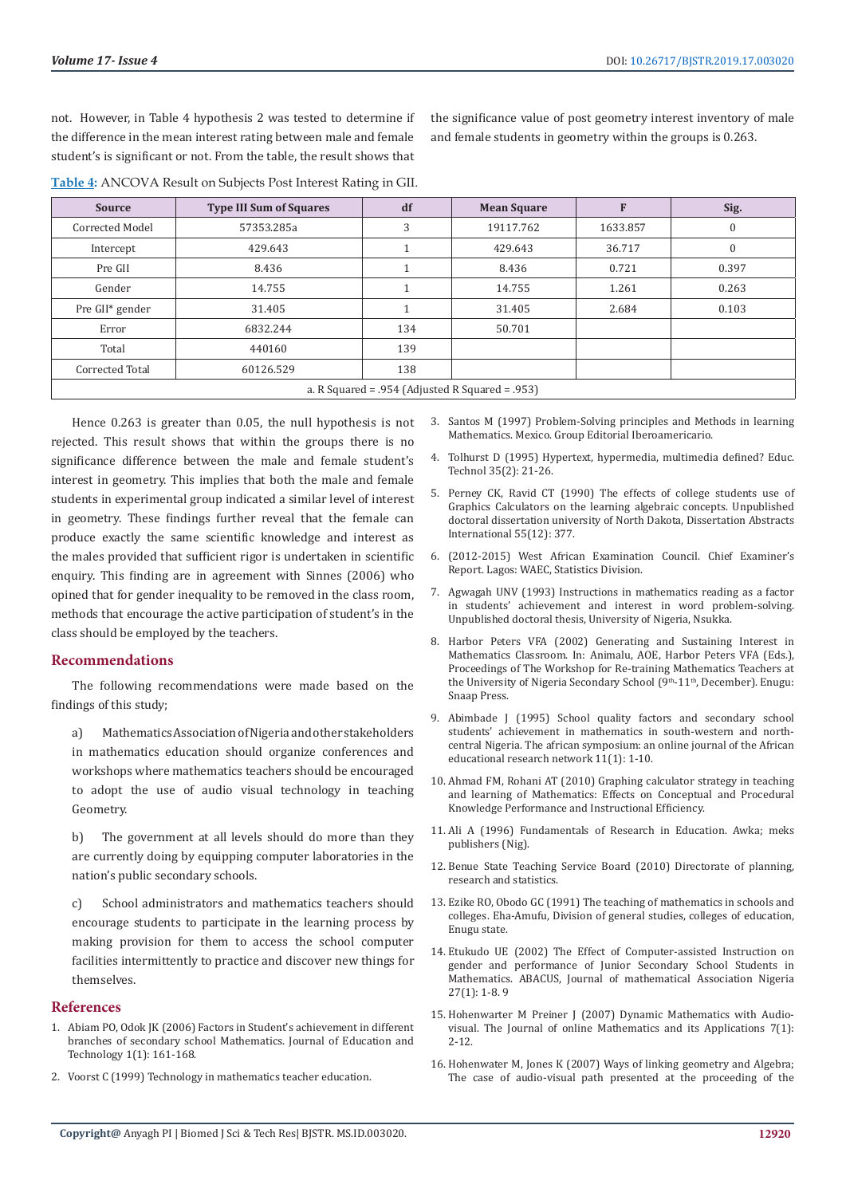not. However, in Table 4 hypothesis 2 was tested to determine if the difference in the mean interest rating between male and female student's is significant or not. From the table, the result shows that the significance value of post geometry interest inventory of male and female students in geometry within the groups is 0.263.

**Table 4:** ANCOVA Result on Subjects Post Interest Rating in GII.

| Source | Type III Sum of Squares | df | Mean Square | F | Sig. |
|---|---|---|---|---|---|
| Corrected Model | 57353.285a | 3 | 19117.762 | 1633.857 | 0 |
| Intercept | 429.643 | 1 | 429.643 | 36.717 | 0 |
| Pre GII | 8.436 | 1 | 8.436 | 0.721 | 0.397 |
| Gender | 14.755 | 1 | 14.755 | 1.261 | 0.263 |
| Pre GII* gender | 31.405 | 1 | 31.405 | 2.684 | 0.103 |
| Error | 6832.244 | 134 | 50.701 | | |
| Total | 440160 | 139 | | | |
| Corrected Total | 60126.529 | 138 | | | |
| a. R Squared = .954 (Adjusted R Squared = .953) | | | | | |

Hence 0.263 is greater than 0.05, the null hypothesis is not rejected. This result shows that within the groups there is no significance difference between the male and female student's interest in geometry. This implies that both the male and female students in experimental group indicated a similar level of interest in geometry. These findings further reveal that the female can produce exactly the same scientific knowledge and interest as the males provided that sufficient rigor is undertaken in scientific enquiry. This finding are in agreement with Sinnes (2006) who opined that for gender inequality to be removed in the class room, methods that encourage the active participation of student's in the class should be employed by the teachers.

## Recommendations

The following recommendations were made based on the findings of this study;

a) Mathematics Association of Nigeria and other stakeholders in mathematics education should organize conferences and workshops where mathematics teachers should be encouraged to adopt the use of audio visual technology in teaching Geometry.

b) The government at all levels should do more than they are currently doing by equipping computer laboratories in the nation's public secondary schools.

c) School administrators and mathematics teachers should encourage students to participate in the learning process by making provision for them to access the school computer facilities intermittently to practice and discover new things for themselves.

## References

1. Abiam PO, Odok JK (2006) Factors in Student's achievement in different branches of secondary school Mathematics. Journal of Education and Technology 1(1): 161-168.
2. Voorst C (1999) Technology in mathematics teacher education.
3. Santos M (1997) Problem-Solving principles and Methods in learning Mathematics. Mexico. Group Editorial Iberoamericario.
4. Tolhurst D (1995) Hypertext, hypermedia, multimedia defined? Educ. Technol 35(2): 21-26.
5. Perney CK, Ravid CT (1990) The effects of college students use of Graphics Calculators on the learning algebraic concepts. Unpublished doctoral dissertation university of North Dakota, Dissertation Abstracts International 55(12): 377.
6. (2012-2015) West African Examination Council. Chief Examiner's Report. Lagos: WAEC, Statistics Division.
7. Agwagah UNV (1993) Instructions in mathematics reading as a factor in students' achievement and interest in word problem-solving. Unpublished doctoral thesis, University of Nigeria, Nsukka.
8. Harbor Peters VFA (2002) Generating and Sustaining Interest in Mathematics Classroom. In: Animalu, AOE, Harbor Peters VFA (Eds.), Proceedings of The Workshop for Re-training Mathematics Teachers at the University of Nigeria Secondary School (9th-11th, December). Enugu: Snaap Press.
9. Abimbade J (1995) School quality factors and secondary school students' achievement in mathematics in south-western and north-central Nigeria. The african symposium: an online journal of the African educational research network 11(1): 1-10.
10. Ahmad FM, Rohani AT (2010) Graphing calculator strategy in teaching and learning of Mathematics: Effects on Conceptual and Procedural Knowledge Performance and Instructional Efficiency.
11. Ali A (1996) Fundamentals of Research in Education. Awka; meks publishers (Nig).
12. Benue State Teaching Service Board (2010) Directorate of planning, research and statistics.
13. Ezike RO, Obodo GC (1991) The teaching of mathematics in schools and colleges. Eha-Amufu, Division of general studies, colleges of education, Enugu state.
14. Etukudo UE (2002) The Effect of Computer-assisted Instruction on gender and performance of Junior Secondary School Students in Mathematics. ABACUS, Journal of mathematical Association Nigeria 27(1): 1-8. 9
15. Hohenwarter M Preiner J (2007) Dynamic Mathematics with Audio-visual. The Journal of online Mathematics and its Applications 7(1): 2-12.
16. Hohenwater M, Jones K (2007) Ways of linking geometry and Algebra; The case of audio-visual path presented at the proceeding of the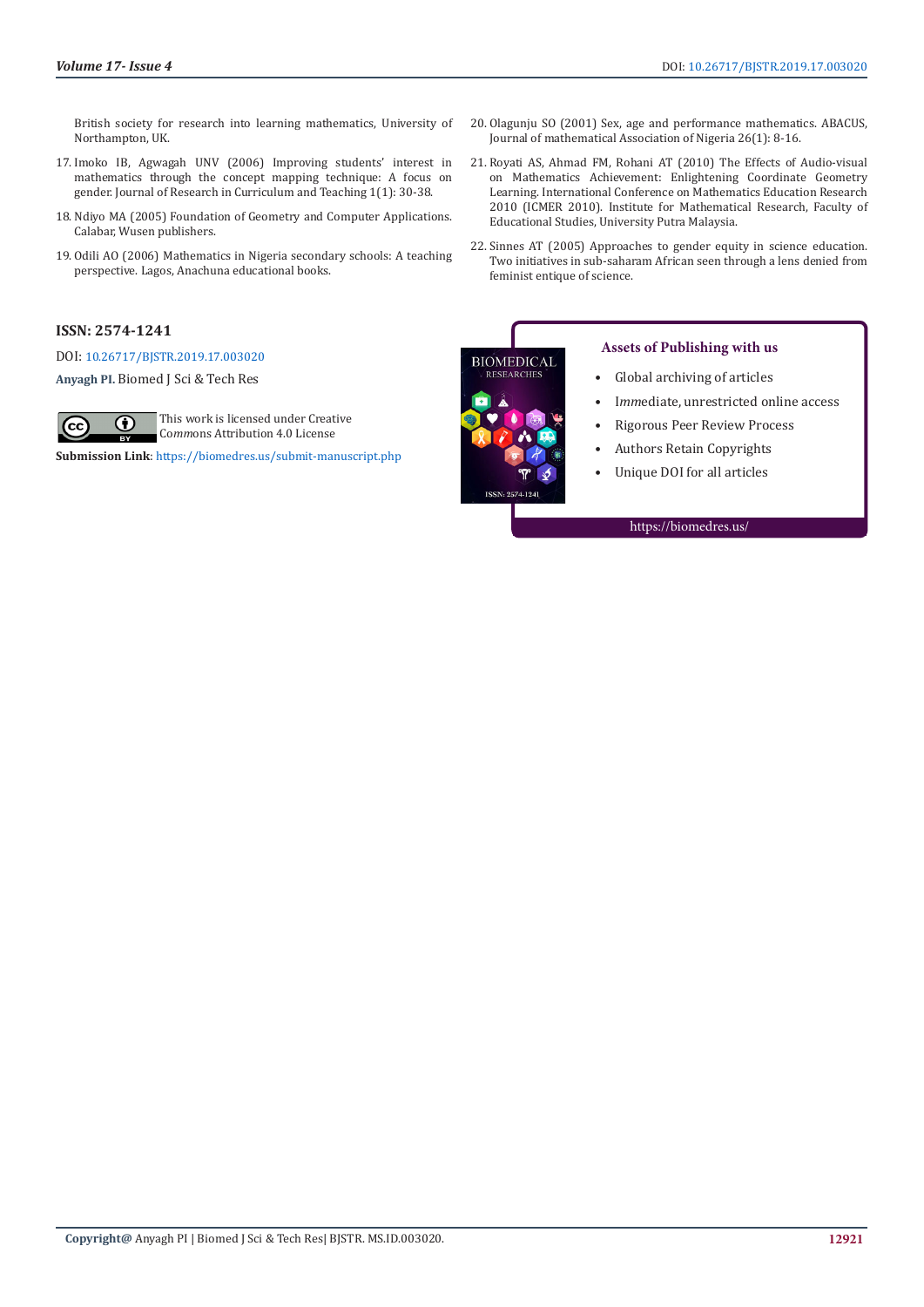British society for research into learning mathematics, University of Northampton, UK.

17. Imoko IB, Agwagah UNV (2006) Improving students' interest in mathematics through the concept mapping technique: A focus on gender. Journal of Research in Curriculum and Teaching 1(1): 30-38.
18. Ndiyo MA (2005) Foundation of Geometry and Computer Applications. Calabar, Wusen publishers.
19. Odili AO (2006) Mathematics in Nigeria secondary schools: A teaching perspective. Lagos, Anachuna educational books.
20. Olagunju SO (2001) Sex, age and performance mathematics. ABACUS, Journal of mathematical Association of Nigeria 26(1): 8-16.
21. Royati AS, Ahmad FM, Rohani AT (2010) The Effects of Audio-visual on Mathematics Achievement: Enlightening Coordinate Geometry Learning. International Conference on Mathematics Education Research 2010 (ICMER 2010). Institute for Mathematical Research, Faculty of Educational Studies, University Putra Malaysia.
22. Sinnes AT (2005) Approaches to gender equity in science education. Two initiatives in sub-saharam African seen through a lens denied from feminist entique of science.

**ISSN: 2574-1241**

DOI: 10.26717/BJSTR.2019.17.003020

**Anyagh PI.** Biomed J Sci & Tech Res

This work is licensed under Creative Commons Attribution 4.0 License

**Submission Link**: https://biomedres.us/submit-manuscript.php

BIOMEDICAL RESEARCHES

ISSN: 2574-1241

**Assets of Publishing with us**

- Global archiving of articles
- Immediate, unrestricted online access
- Rigorous Peer Review Process
- Authors Retain Copyrights
- Unique DOI for all articles

https://biomedres.us/